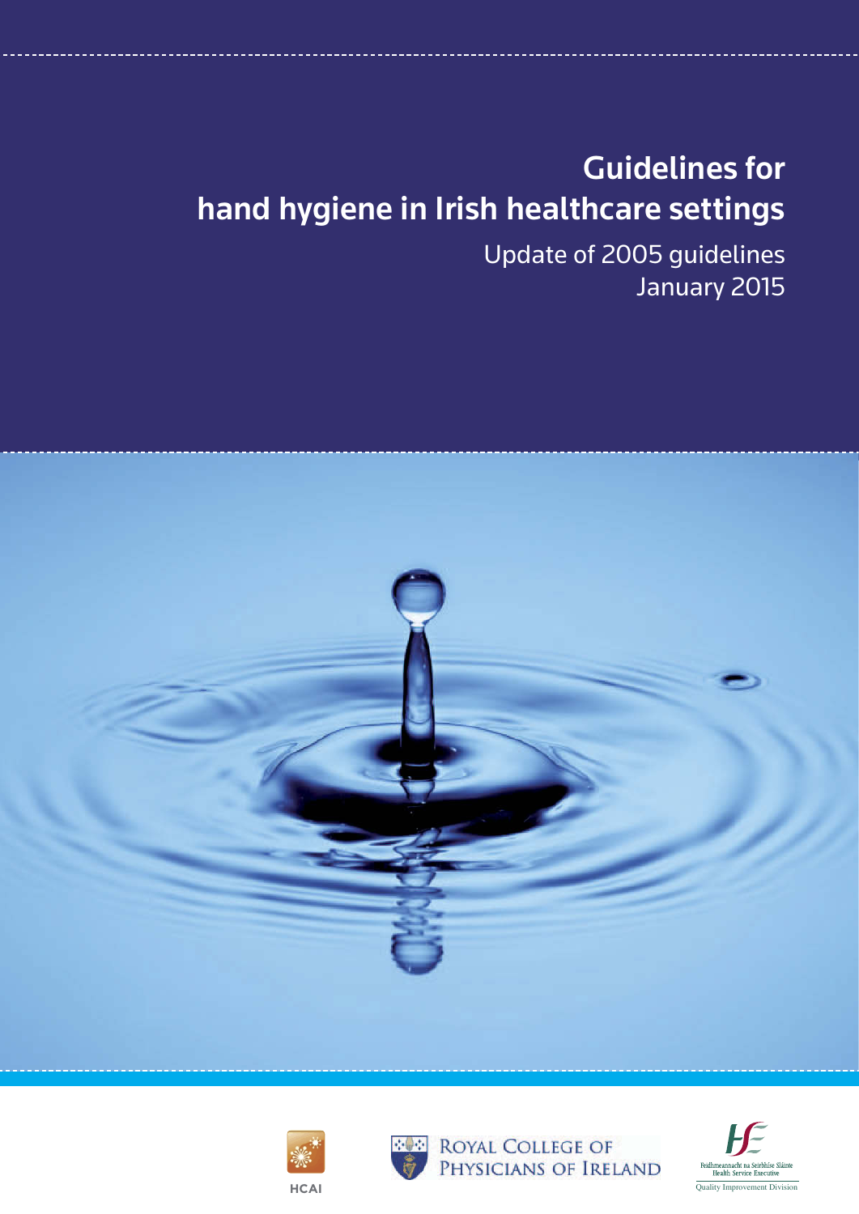# Guidelines for hand hygiene in Irish healthcare settings

Update of 2005 guidelines
January 2015

HCAI

Royal College of Physicians of Ireland

Feidhmeannacht na Seirbhíse Sláinte
Health Service Executive
Quality Improvement Division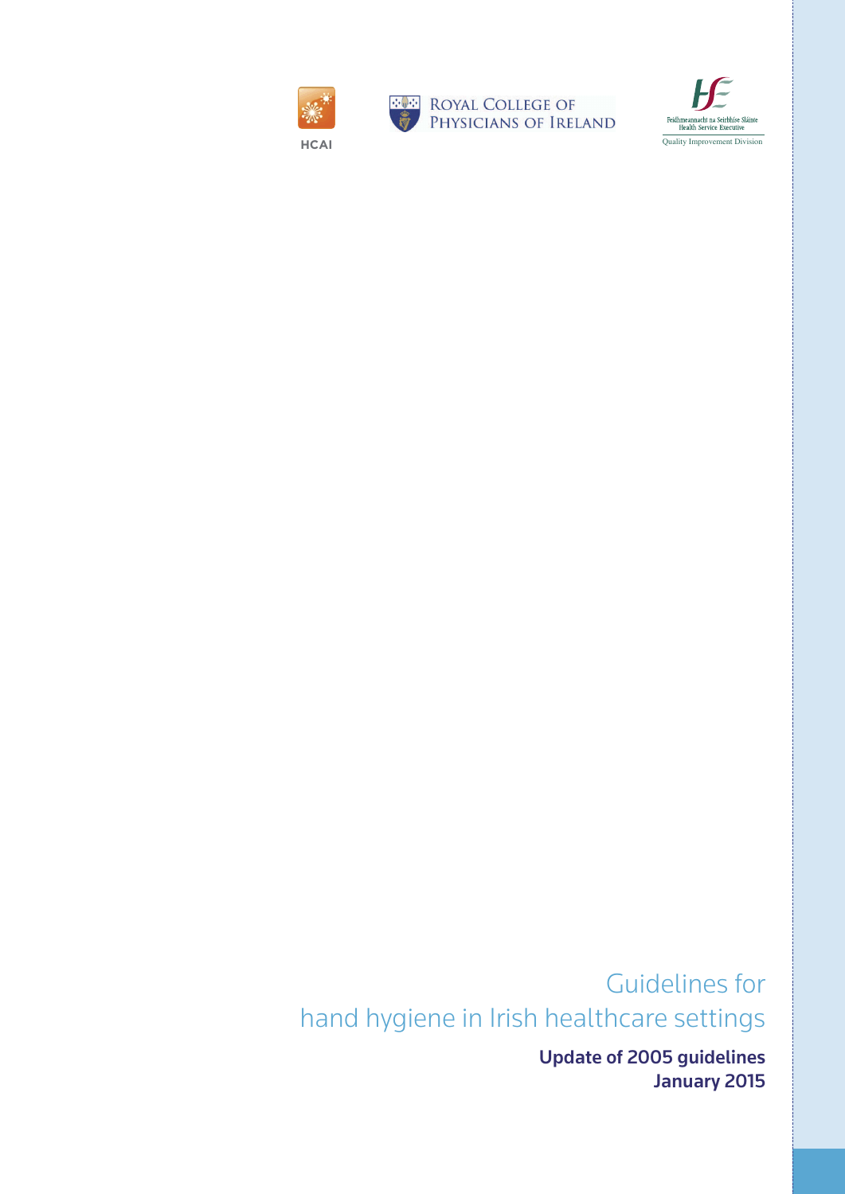HCAI

ROYAL COLLEGE OF PHYSICIANS OF IRELAND

Feidhmeannacht na Seirbhíse Sláinte
Health Service Executive
Quality Improvement Division

# Guidelines for hand hygiene in Irish healthcare settings

**Update of 2005 guidelines**
**January 2015**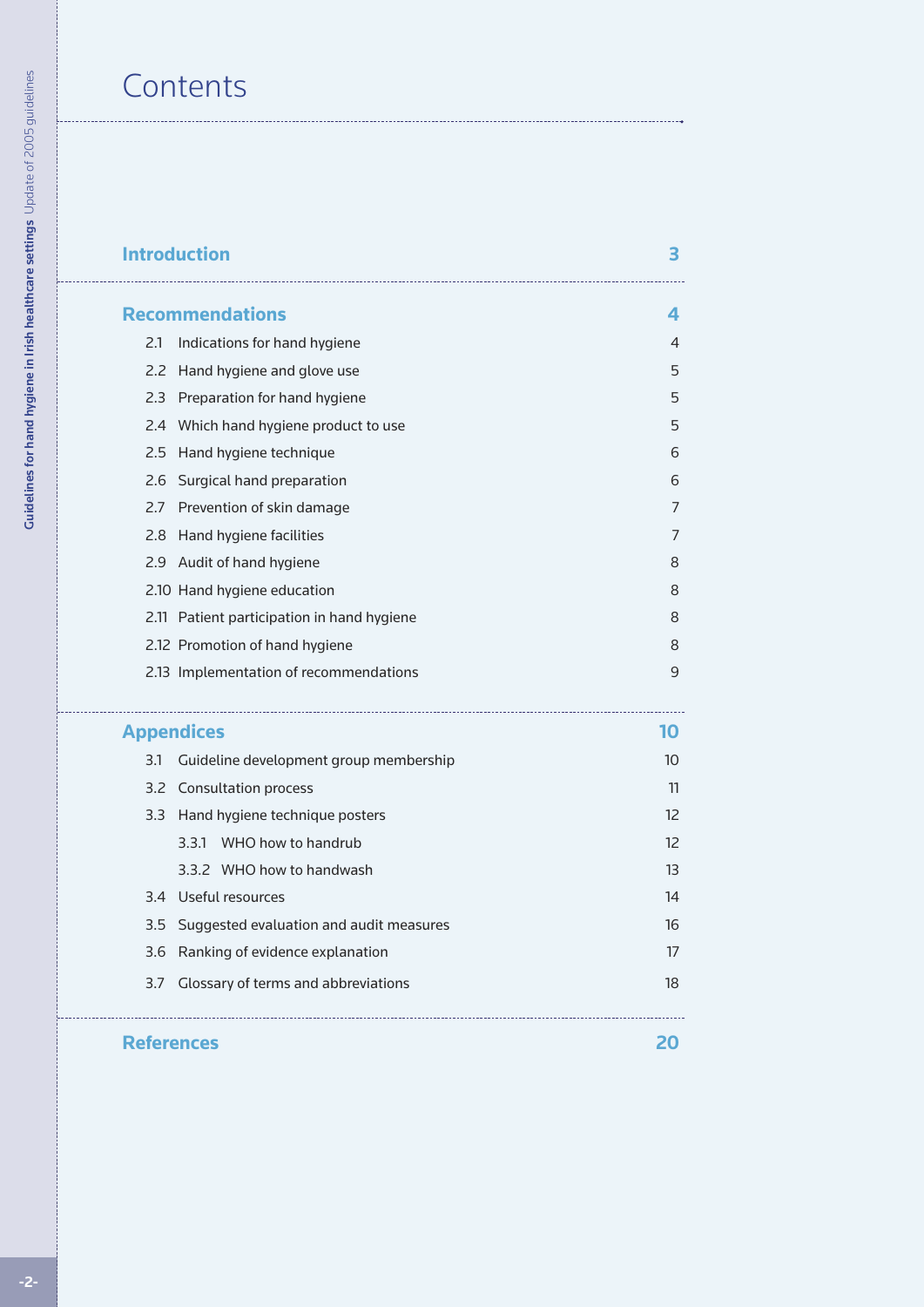# Contents

**Introduction** 3

**Recommendations** 4

- 2.1 Indications for hand hygiene 4
- 2.2 Hand hygiene and glove use 5
- 2.3 Preparation for hand hygiene 5
- 2.4 Which hand hygiene product to use 5
- 2.5 Hand hygiene technique 6
- 2.6 Surgical hand preparation 6
- 2.7 Prevention of skin damage 7
- 2.8 Hand hygiene facilities 7
- 2.9 Audit of hand hygiene 8
- 2.10 Hand hygiene education 8
- 2.11 Patient participation in hand hygiene 8
- 2.12 Promotion of hand hygiene 8
- 2.13 Implementation of recommendations 9

**Appendices** 10

- 3.1 Guideline development group membership 10
- 3.2 Consultation process 11
- 3.3 Hand hygiene technique posters 12
  - 3.3.1 WHO how to handrub 12
  - 3.3.2 WHO how to handwash 13
- 3.4 Useful resources 14
- 3.5 Suggested evaluation and audit measures 16
- 3.6 Ranking of evidence explanation 17
- 3.7 Glossary of terms and abbreviations 18

**References** 20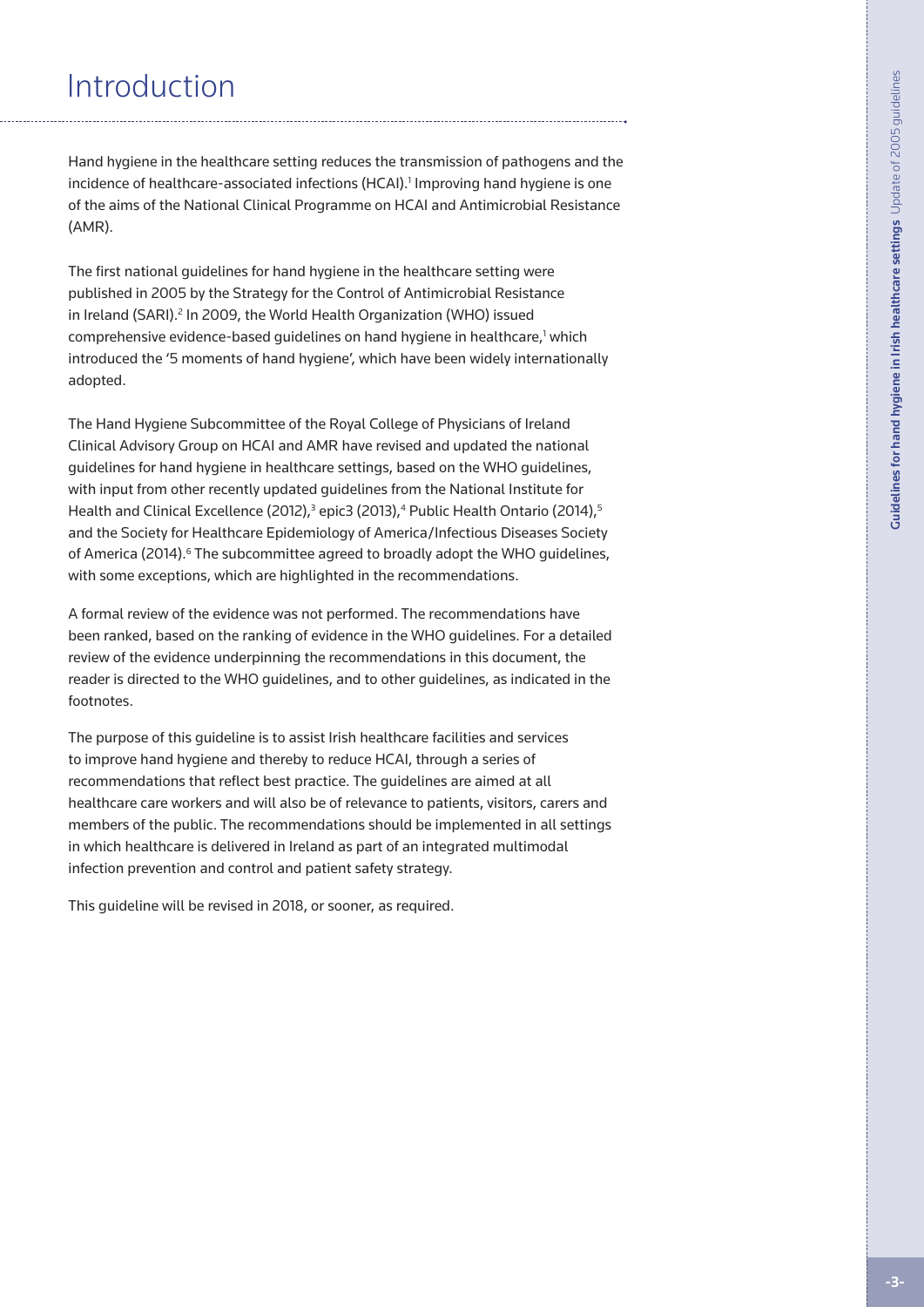# Introduction

Hand hygiene in the healthcare setting reduces the transmission of pathogens and the incidence of healthcare-associated infections (HCAI).[1] Improving hand hygiene is one of the aims of the National Clinical Programme on HCAI and Antimicrobial Resistance (AMR).

The first national guidelines for hand hygiene in the healthcare setting were published in 2005 by the Strategy for the Control of Antimicrobial Resistance in Ireland (SARI).[2] In 2009, the World Health Organization (WHO) issued comprehensive evidence-based guidelines on hand hygiene in healthcare,[1] which introduced the '5 moments of hand hygiene', which have been widely internationally adopted.

The Hand Hygiene Subcommittee of the Royal College of Physicians of Ireland Clinical Advisory Group on HCAI and AMR have revised and updated the national guidelines for hand hygiene in healthcare settings, based on the WHO guidelines, with input from other recently updated guidelines from the National Institute for Health and Clinical Excellence (2012),[3] epic3 (2013),[4] Public Health Ontario (2014),[5] and the Society for Healthcare Epidemiology of America/Infectious Diseases Society of America (2014).[6] The subcommittee agreed to broadly adopt the WHO guidelines, with some exceptions, which are highlighted in the recommendations.

A formal review of the evidence was not performed. The recommendations have been ranked, based on the ranking of evidence in the WHO guidelines. For a detailed review of the evidence underpinning the recommendations in this document, the reader is directed to the WHO guidelines, and to other guidelines, as indicated in the footnotes.

The purpose of this guideline is to assist Irish healthcare facilities and services to improve hand hygiene and thereby to reduce HCAI, through a series of recommendations that reflect best practice. The guidelines are aimed at all healthcare care workers and will also be of relevance to patients, visitors, carers and members of the public. The recommendations should be implemented in all settings in which healthcare is delivered in Ireland as part of an integrated multimodal infection prevention and control and patient safety strategy.

This guideline will be revised in 2018, or sooner, as required.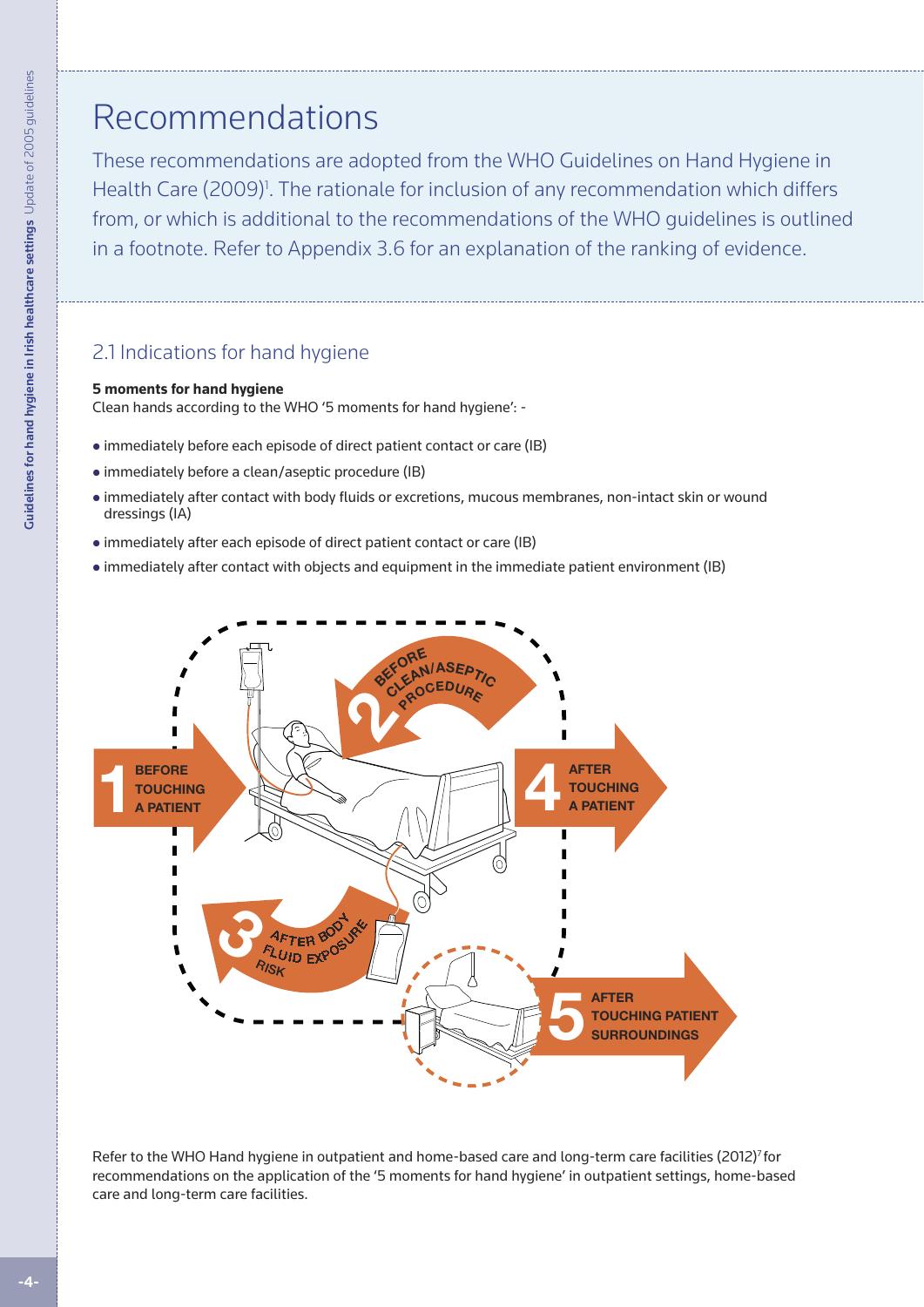# Recommendations

These recommendations are adopted from the WHO Guidelines on Hand Hygiene in Health Care (2009)[1]. The rationale for inclusion of any recommendation which differs from, or which is additional to the recommendations of the WHO guidelines is outlined in a footnote. Refer to Appendix 3.6 for an explanation of the ranking of evidence.

## 2.1 Indications for hand hygiene

**5 moments for hand hygiene**

Clean hands according to the WHO '5 moments for hand hygiene': -

- immediately before each episode of direct patient contact or care (IB)
- immediately before a clean/aseptic procedure (IB)
- immediately after contact with body fluids or excretions, mucous membranes, non-intact skin or wound dressings (IA)
- immediately after each episode of direct patient contact or care (IB)
- immediately after contact with objects and equipment in the immediate patient environment (IB)

Refer to the WHO Hand hygiene in outpatient and home-based care and long-term care facilities (2012)[7] for recommendations on the application of the '5 moments for hand hygiene' in outpatient settings, home-based care and long-term care facilities.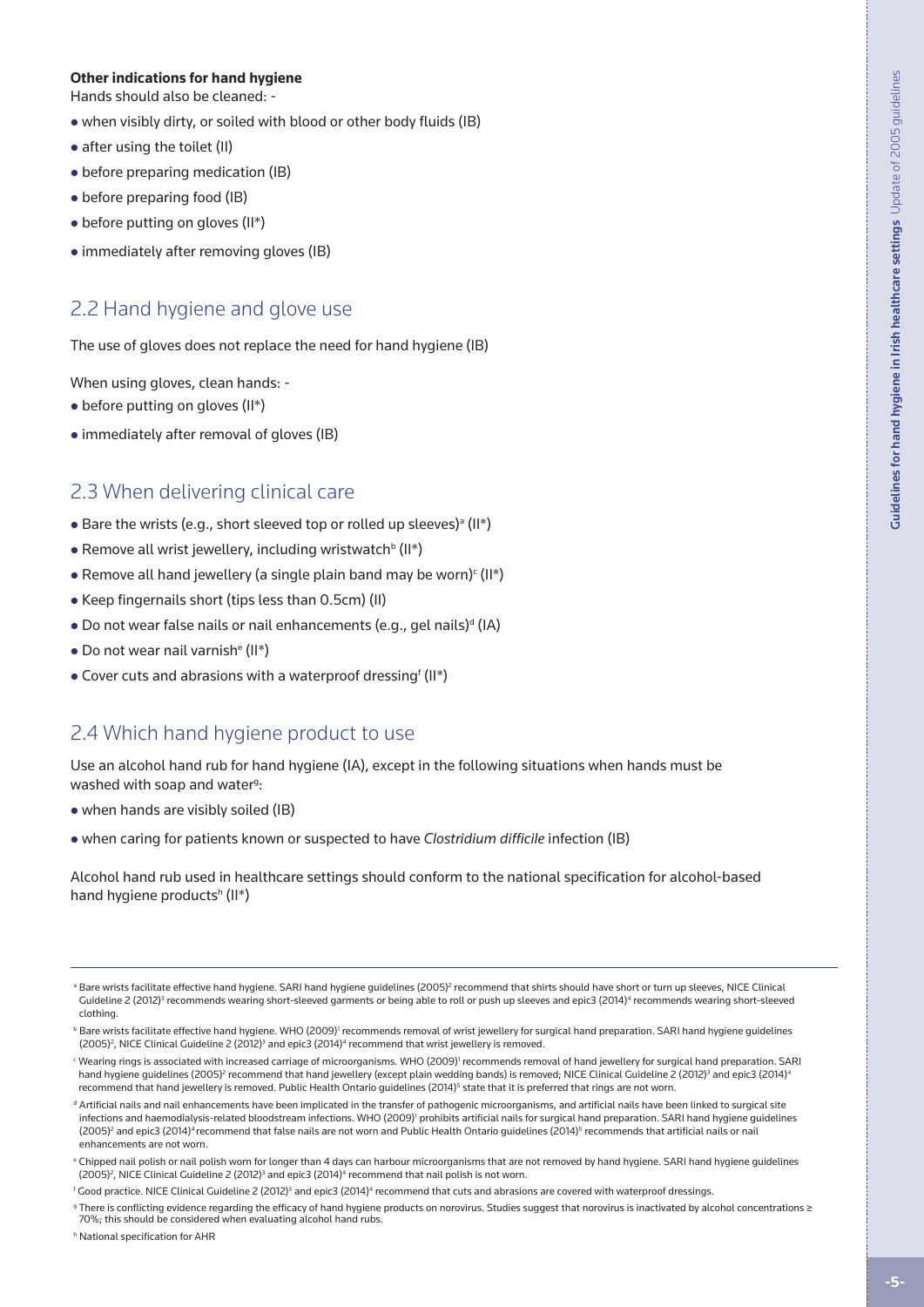**Other indications for hand hygiene**

Hands should also be cleaned: -

- when visibly dirty, or soiled with blood or other body fluids (IB)
- after using the toilet (II)
- before preparing medication (IB)
- before preparing food (IB)
- before putting on gloves (II*)
- immediately after removing gloves (IB)

## 2.2 Hand hygiene and glove use

The use of gloves does not replace the need for hand hygiene (IB)

When using gloves, clean hands: -

- before putting on gloves (II*)
- immediately after removal of gloves (IB)

## 2.3 When delivering clinical care

- Bare the wrists (e.g., short sleeved top or rolled up sleeves)[a] (II*)
- Remove all wrist jewellery, including wristwatch[b] (II*)
- Remove all hand jewellery (a single plain band may be worn)[c] (II*)
- Keep fingernails short (tips less than 0.5cm) (II)
- Do not wear false nails or nail enhancements (e.g., gel nails)[d] (IA)
- Do not wear nail varnish[e] (II*)
- Cover cuts and abrasions with a waterproof dressing[f] (II*)

## 2.4 Which hand hygiene product to use

Use an alcohol hand rub for hand hygiene (IA), except in the following situations when hands must be washed with soap and water[g]:

- when hands are visibly soiled (IB)
- when caring for patients known or suspected to have *Clostridium difficile* infection (IB)

Alcohol hand rub used in healthcare settings should conform to the national specification for alcohol-based hand hygiene products[h] (II*)

---

[a] Bare wrists facilitate effective hand hygiene. SARI hand hygiene guidelines (2005)[2] recommend that shirts should have short or turn up sleeves, NICE Clinical Guideline 2 (2012)[3] recommends wearing short-sleeved garments or being able to roll or push up sleeves and epic3 (2014)[4] recommends wearing short-sleeved clothing.

[b] Bare wrists facilitate effective hand hygiene. WHO (2009)[1] recommends removal of wrist jewellery for surgical hand preparation. SARI hand hygiene guidelines (2005)[2], NICE Clinical Guideline 2 (2012)[3] and epic3 (2014)[4] recommend that wrist jewellery is removed.

[c] Wearing rings is associated with increased carriage of microorganisms. WHO (2009)[1] recommends removal of hand jewellery for surgical hand preparation. SARI hand hygiene guidelines (2005)[2] recommend that hand jewellery (except plain wedding bands) is removed; NICE Clinical Guideline 2 (2012)[3] and epic3 (2014)[4] recommend that hand jewellery is removed. Public Health Ontario guidelines (2014)[5] state that it is preferred that rings are not worn.

[d] Artificial nails and nail enhancements have been implicated in the transfer of pathogenic microorganisms, and artificial nails have been linked to surgical site infections and haemodialysis-related bloodstream infections. WHO (2009)[1] prohibits artificial nails for surgical hand preparation. SARI hand hygiene guidelines (2005)[2] and epic3 (2014)[4] recommend that false nails are not worn and Public Health Ontario guidelines (2014)[5] recommends that artificial nails or nail enhancements are not worn.

[e] Chipped nail polish or nail polish worn for longer than 4 days can harbour microorganisms that are not removed by hand hygiene. SARI hand hygiene guidelines (2005)[2], NICE Clinical Guideline 2 (2012)[3] and epic3 (2014)[4] recommend that nail polish is not worn.

[f] Good practice. NICE Clinical Guideline 2 (2012)[3] and epic3 (2014)[4] recommend that cuts and abrasions are covered with waterproof dressings.

[g] There is conflicting evidence regarding the efficacy of hand hygiene products on norovirus. Studies suggest that norovirus is inactivated by alcohol concentrations ≥ 70%; this should be considered when evaluating alcohol hand rubs.

[h] National specification for AHR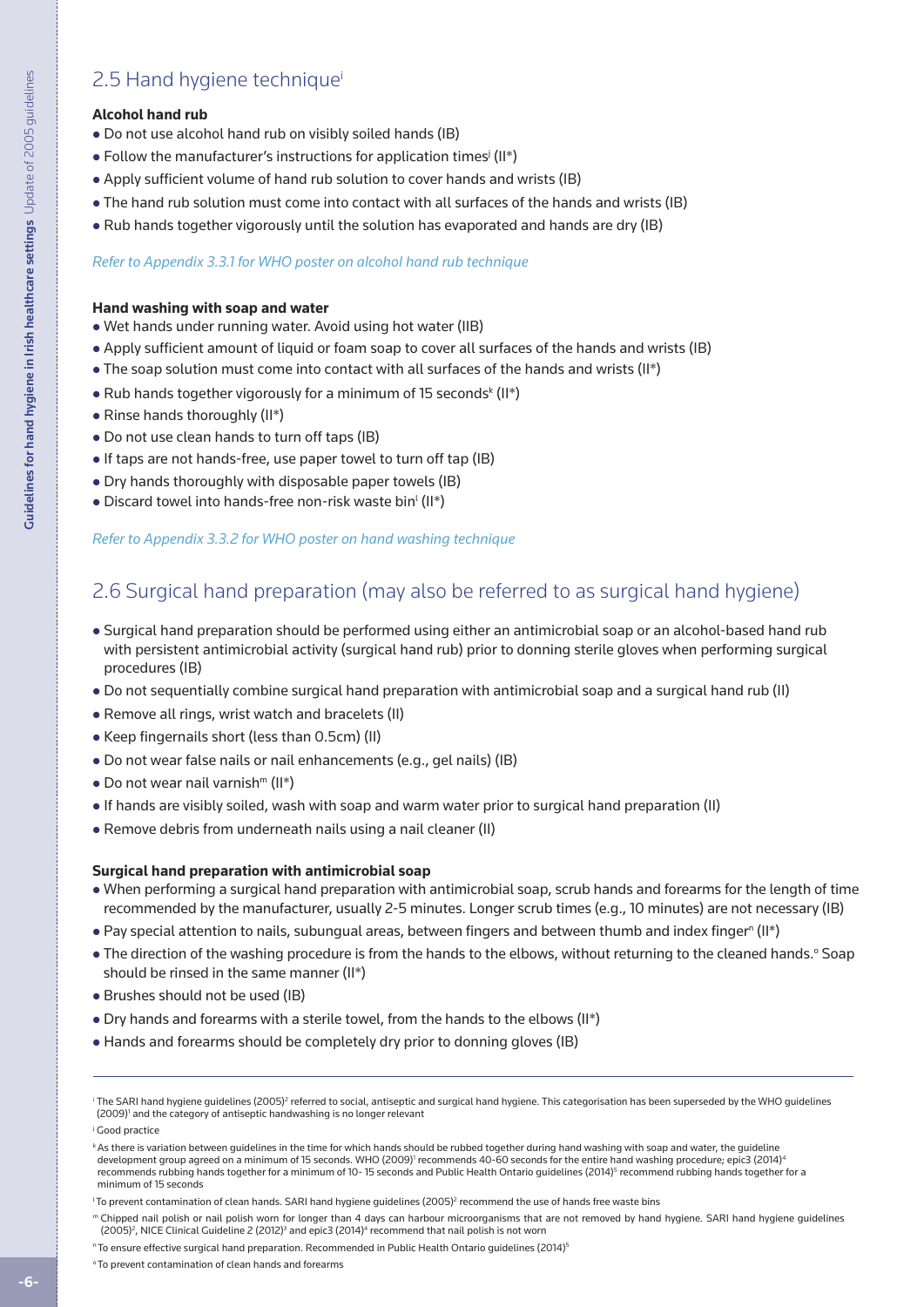## 2.5 Hand hygiene technique[i]

**Alcohol hand rub**

- Do not use alcohol hand rub on visibly soiled hands (IB)
- Follow the manufacturer's instructions for application times[j] (II*)
- Apply sufficient volume of hand rub solution to cover hands and wrists (IB)
- The hand rub solution must come into contact with all surfaces of the hands and wrists (IB)
- Rub hands together vigorously until the solution has evaporated and hands are dry (IB)

*Refer to Appendix 3.3.1 for WHO poster on alcohol hand rub technique*

**Hand washing with soap and water**

- Wet hands under running water. Avoid using hot water (IIB)
- Apply sufficient amount of liquid or foam soap to cover all surfaces of the hands and wrists (IB)
- The soap solution must come into contact with all surfaces of the hands and wrists (II*)
- Rub hands together vigorously for a minimum of 15 seconds[k] (II*)
- Rinse hands thoroughly (II*)
- Do not use clean hands to turn off taps (IB)
- If taps are not hands-free, use paper towel to turn off tap (IB)
- Dry hands thoroughly with disposable paper towels (IB)
- Discard towel into hands-free non-risk waste bin[l] (II*)

*Refer to Appendix 3.3.2 for WHO poster on hand washing technique*

## 2.6 Surgical hand preparation (may also be referred to as surgical hand hygiene)

- Surgical hand preparation should be performed using either an antimicrobial soap or an alcohol-based hand rub with persistent antimicrobial activity (surgical hand rub) prior to donning sterile gloves when performing surgical procedures (IB)
- Do not sequentially combine surgical hand preparation with antimicrobial soap and a surgical hand rub (II)
- Remove all rings, wrist watch and bracelets (II)
- Keep fingernails short (less than 0.5cm) (II)
- Do not wear false nails or nail enhancements (e.g., gel nails) (IB)
- Do not wear nail varnish[m] (II*)
- If hands are visibly soiled, wash with soap and warm water prior to surgical hand preparation (II)
- Remove debris from underneath nails using a nail cleaner (II)

**Surgical hand preparation with antimicrobial soap**

- When performing a surgical hand preparation with antimicrobial soap, scrub hands and forearms for the length of time recommended by the manufacturer, usually 2-5 minutes. Longer scrub times (e.g., 10 minutes) are not necessary (IB)
- Pay special attention to nails, subungual areas, between fingers and between thumb and index finger[n] (II*)
- The direction of the washing procedure is from the hands to the elbows, without returning to the cleaned hands.[o] Soap should be rinsed in the same manner (II*)
- Brushes should not be used (IB)
- Dry hands and forearms with a sterile towel, from the hands to the elbows (II*)
- Hands and forearms should be completely dry prior to donning gloves (IB)

---

[i] The SARI hand hygiene guidelines (2005)[2] referred to social, antiseptic and surgical hand hygiene. This categorisation has been superseded by the WHO guidelines (2009)[1] and the category of antiseptic handwashing is no longer relevant

[j] Good practice

[k] As there is variation between guidelines in the time for which hands should be rubbed together during hand washing with soap and water, the guideline development group agreed on a minimum of 15 seconds. WHO (2009)[1] recommends 40-60 seconds for the entire hand washing procedure; epic3 (2014)[4] recommends rubbing hands together for a minimum of 10- 15 seconds and Public Health Ontario guidelines (2014)[5] recommend rubbing hands together for a minimum of 15 seconds

[l] To prevent contamination of clean hands. SARI hand hygiene guidelines (2005)[2] recommend the use of hands free waste bins

[m] Chipped nail polish or nail polish worn for longer than 4 days can harbour microorganisms that are not removed by hand hygiene. SARI hand hygiene guidelines (2005)[2], NICE Clinical Guideline 2 (2012)[3] and epic3 (2014)[4] recommend that nail polish is not worn

[n] To ensure effective surgical hand preparation. Recommended in Public Health Ontario guidelines (2014)[5]

[o] To prevent contamination of clean hands and forearms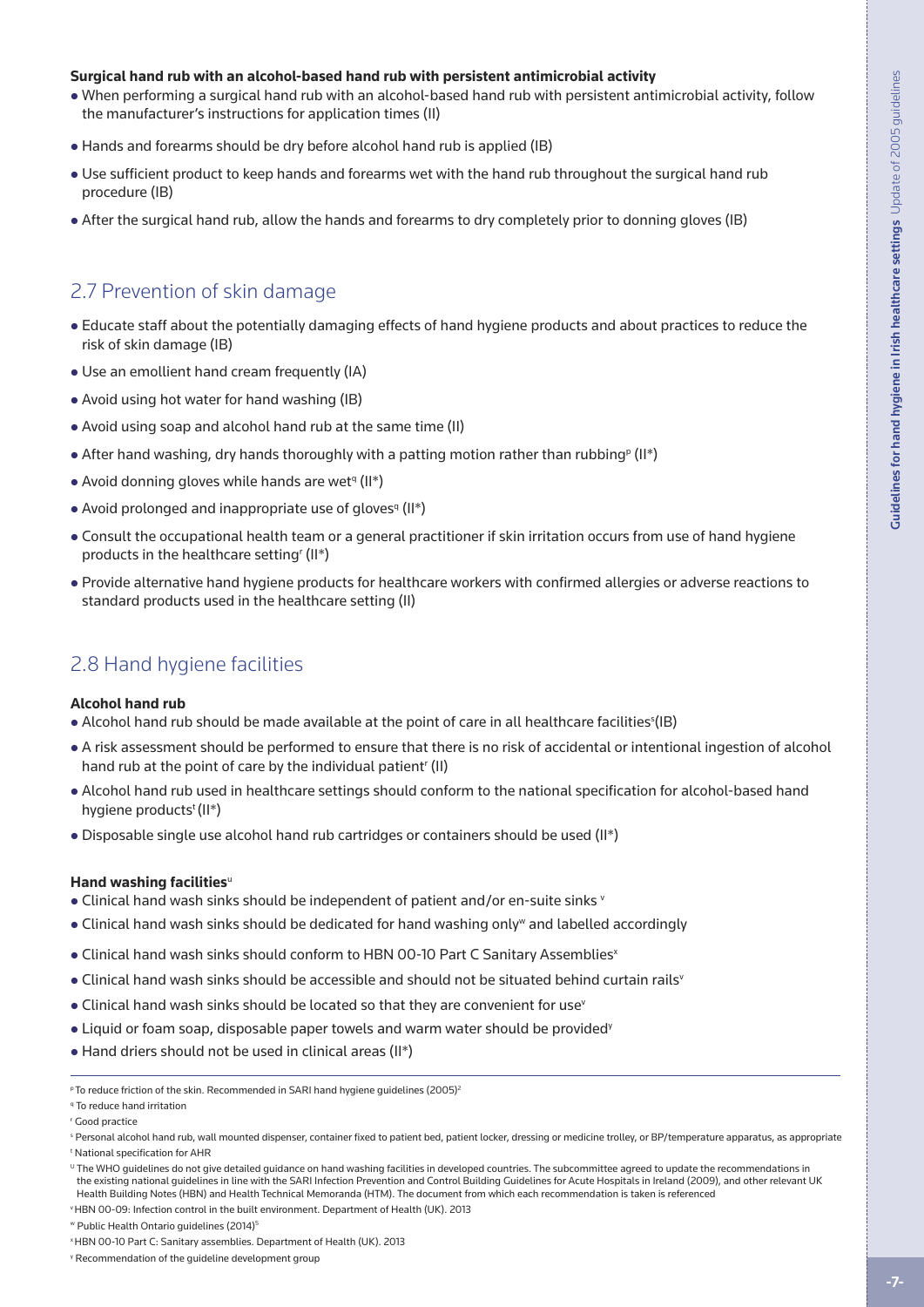**Surgical hand rub with an alcohol-based hand rub with persistent antimicrobial activity**

- When performing a surgical hand rub with an alcohol-based hand rub with persistent antimicrobial activity, follow the manufacturer's instructions for application times (II)
- Hands and forearms should be dry before alcohol hand rub is applied (IB)
- Use sufficient product to keep hands and forearms wet with the hand rub throughout the surgical hand rub procedure (IB)
- After the surgical hand rub, allow the hands and forearms to dry completely prior to donning gloves (IB)

## 2.7 Prevention of skin damage

- Educate staff about the potentially damaging effects of hand hygiene products and about practices to reduce the risk of skin damage (IB)
- Use an emollient hand cream frequently (IA)
- Avoid using hot water for hand washing (IB)
- Avoid using soap and alcohol hand rub at the same time (II)
- After hand washing, dry hands thoroughly with a patting motion rather than rubbing[p] (II*)
- Avoid donning gloves while hands are wet[q] (II*)
- Avoid prolonged and inappropriate use of gloves[q] (II*)
- Consult the occupational health team or a general practitioner if skin irritation occurs from use of hand hygiene products in the healthcare setting[r] (II*)
- Provide alternative hand hygiene products for healthcare workers with confirmed allergies or adverse reactions to standard products used in the healthcare setting (II)

## 2.8 Hand hygiene facilities

**Alcohol hand rub**

- Alcohol hand rub should be made available at the point of care in all healthcare facilities[s](IB)
- A risk assessment should be performed to ensure that there is no risk of accidental or intentional ingestion of alcohol hand rub at the point of care by the individual patient[r] (II)
- Alcohol hand rub used in healthcare settings should conform to the national specification for alcohol-based hand hygiene products[t] (II*)
- Disposable single use alcohol hand rub cartridges or containers should be used (II*)

**Hand washing facilities**[u]

- Clinical hand wash sinks should be independent of patient and/or en-suite sinks [v]
- Clinical hand wash sinks should be dedicated for hand washing only[w] and labelled accordingly
- Clinical hand wash sinks should conform to HBN 00-10 Part C Sanitary Assemblies[x]
- Clinical hand wash sinks should be accessible and should not be situated behind curtain rails[y]
- Clinical hand wash sinks should be located so that they are convenient for use[y]
- Liquid or foam soap, disposable paper towels and warm water should be provided[y]
- Hand driers should not be used in clinical areas (II*)

---

[p] To reduce friction of the skin. Recommended in SARI hand hygiene guidelines (2005)[2]

[q] To reduce hand irritation

[r] Good practice

[s] Personal alcohol hand rub, wall mounted dispenser, container fixed to patient bed, patient locker, dressing or medicine trolley, or BP/temperature apparatus, as appropriate

[t] National specification for AHR

[u] The WHO guidelines do not give detailed guidance on hand washing facilities in developed countries. The subcommittee agreed to update the recommendations in the existing national guidelines in line with the SARI Infection Prevention and Control Building Guidelines for Acute Hospitals in Ireland (2009), and other relevant UK Health Building Notes (HBN) and Health Technical Memoranda (HTM). The document from which each recommendation is taken is referenced

[v] HBN 00-09: Infection control in the built environment. Department of Health (UK). 2013

[w] Public Health Ontario guidelines (2014)[5]

[x] HBN 00-10 Part C: Sanitary assemblies. Department of Health (UK). 2013

[y] Recommendation of the guideline development group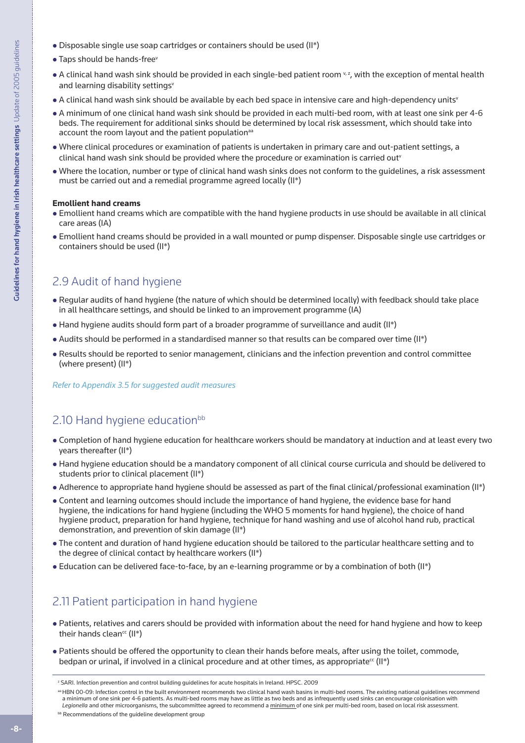- Disposable single use soap cartridges or containers should be used (II*)
- Taps should be hands-free[v]
- A clinical hand wash sink should be provided in each single-bed patient room [v, z], with the exception of mental health and learning disability settings[v]
- A clinical hand wash sink should be available by each bed space in intensive care and high-dependency units[v]
- A minimum of one clinical hand wash sink should be provided in each multi-bed room, with at least one sink per 4-6 beds. The requirement for additional sinks should be determined by local risk assessment, which should take into account the room layout and the patient population[aa]
- Where clinical procedures or examination of patients is undertaken in primary care and out-patient settings, a clinical hand wash sink should be provided where the procedure or examination is carried out[v]
- Where the location, number or type of clinical hand wash sinks does not conform to the guidelines, a risk assessment must be carried out and a remedial programme agreed locally (II*)

**Emollient hand creams**

- Emollient hand creams which are compatible with the hand hygiene products in use should be available in all clinical care areas (IA)
- Emollient hand creams should be provided in a wall mounted or pump dispenser. Disposable single use cartridges or containers should be used (II*)

## 2.9 Audit of hand hygiene

- Regular audits of hand hygiene (the nature of which should be determined locally) with feedback should take place in all healthcare settings, and should be linked to an improvement programme (IA)
- Hand hygiene audits should form part of a broader programme of surveillance and audit (II*)
- Audits should be performed in a standardised manner so that results can be compared over time (II*)
- Results should be reported to senior management, clinicians and the infection prevention and control committee (where present) (II*)

*Refer to Appendix 3.5 for suggested audit measures*

## 2.10 Hand hygiene education[bb]

- Completion of hand hygiene education for healthcare workers should be mandatory at induction and at least every two years thereafter (II*)
- Hand hygiene education should be a mandatory component of all clinical course curricula and should be delivered to students prior to clinical placement (II*)
- Adherence to appropriate hand hygiene should be assessed as part of the final clinical/professional examination (II*)
- Content and learning outcomes should include the importance of hand hygiene, the evidence base for hand hygiene, the indications for hand hygiene (including the WHO 5 moments for hand hygiene), the choice of hand hygiene product, preparation for hand hygiene, technique for hand washing and use of alcohol hand rub, practical demonstration, and prevention of skin damage (II*)
- The content and duration of hand hygiene education should be tailored to the particular healthcare setting and to the degree of clinical contact by healthcare workers (II*)
- Education can be delivered face-to-face, by an e-learning programme or by a combination of both (II*)

## 2.11 Patient participation in hand hygiene

- Patients, relatives and carers should be provided with information about the need for hand hygiene and how to keep their hands clean[cc] (II*)
- Patients should be offered the opportunity to clean their hands before meals, after using the toilet, commode, bedpan or urinal, if involved in a clinical procedure and at other times, as appropriate[cc] (II*)

---

[z] SARI. Infection prevention and control building guidelines for acute hospitals in Ireland. HPSC. 2009

[aa] HBN 00-09: Infection control in the built environment recommends two clinical hand wash basins in multi-bed rooms. The existing national guidelines recommend a minimum of one sink per 4-6 patients. As multi-bed rooms may have as little as two beds and as infrequently used sinks can encourage colonisation with *Legionella* and other microorganisms, the subcommittee agreed to recommend a minimum of one sink per multi-bed room, based on local risk assessment.

[bb] Recommendations of the guideline development group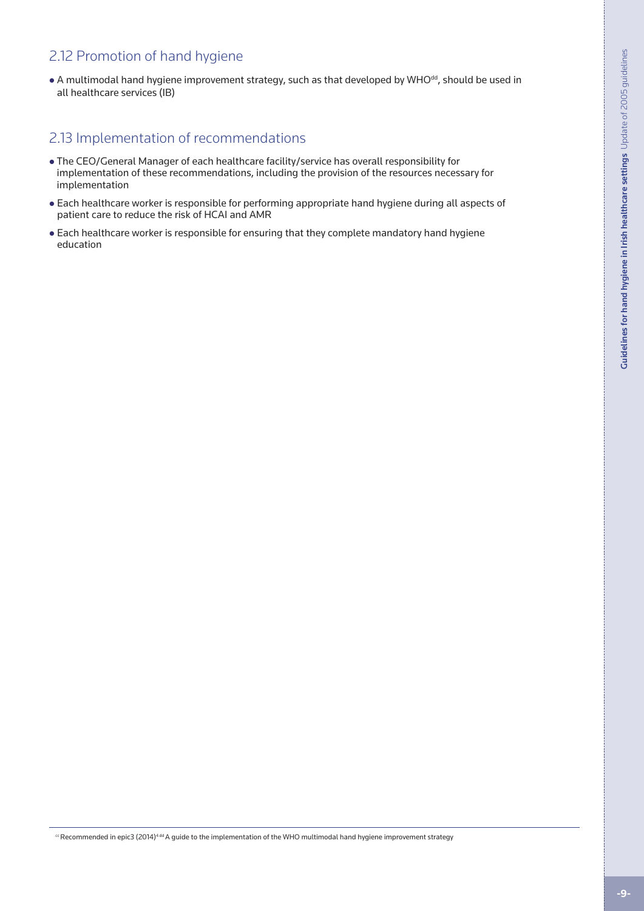## 2.12 Promotion of hand hygiene

- A multimodal hand hygiene improvement strategy, such as that developed by WHO[dd], should be used in all healthcare services (IB)

## 2.13 Implementation of recommendations

- The CEO/General Manager of each healthcare facility/service has overall responsibility for implementation of these recommendations, including the provision of the resources necessary for implementation
- Each healthcare worker is responsible for performing appropriate hand hygiene during all aspects of patient care to reduce the risk of HCAI and AMR
- Each healthcare worker is responsible for ensuring that they complete mandatory hand hygiene education

---

[cc] Recommended in epic3 (2014)[4] [dd] A guide to the implementation of the WHO multimodal hand hygiene improvement strategy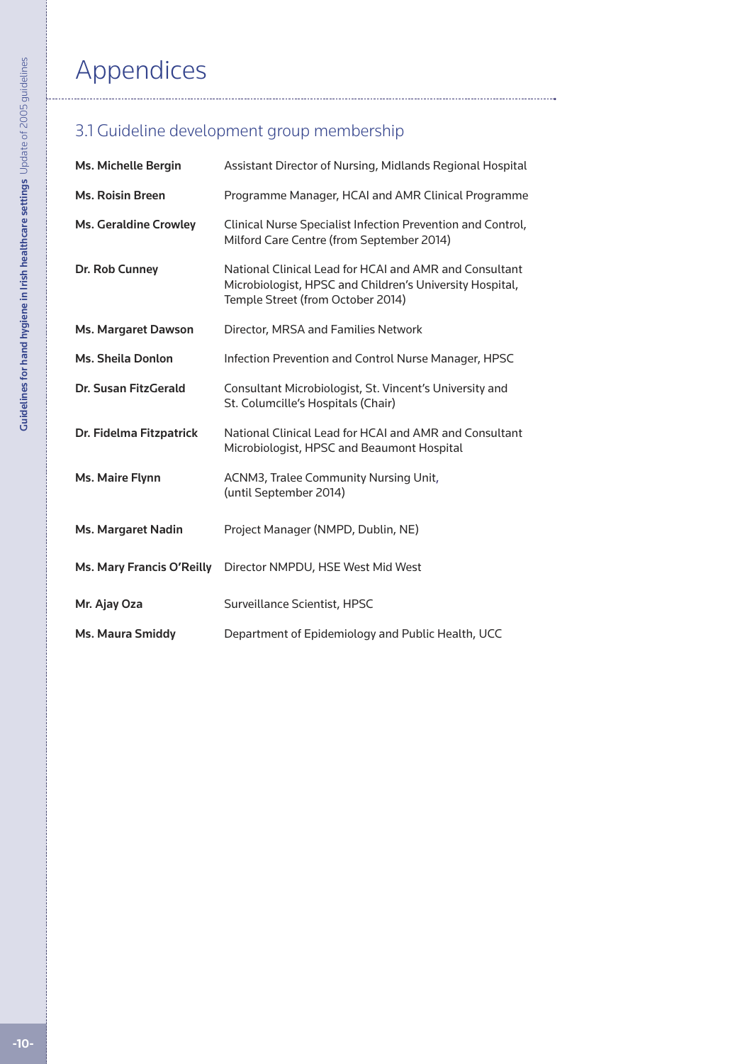# Appendices

## 3.1 Guideline development group membership

| | |
|---|---|
| **Ms. Michelle Bergin** | Assistant Director of Nursing, Midlands Regional Hospital |
| **Ms. Roisin Breen** | Programme Manager, HCAI and AMR Clinical Programme |
| **Ms. Geraldine Crowley** | Clinical Nurse Specialist Infection Prevention and Control, Milford Care Centre (from September 2014) |
| **Dr. Rob Cunney** | National Clinical Lead for HCAI and AMR and Consultant Microbiologist, HPSC and Children's University Hospital, Temple Street (from October 2014) |
| **Ms. Margaret Dawson** | Director, MRSA and Families Network |
| **Ms. Sheila Donlon** | Infection Prevention and Control Nurse Manager, HPSC |
| **Dr. Susan FitzGerald** | Consultant Microbiologist, St. Vincent's University and St. Columcille's Hospitals (Chair) |
| **Dr. Fidelma Fitzpatrick** | National Clinical Lead for HCAI and AMR and Consultant Microbiologist, HPSC and Beaumont Hospital |
| **Ms. Maire Flynn** | ACNM3, Tralee Community Nursing Unit, (until September 2014) |
| **Ms. Margaret Nadin** | Project Manager (NMPD, Dublin, NE) |
| **Ms. Mary Francis O'Reilly** | Director NMPDU, HSE West Mid West |
| **Mr. Ajay Oza** | Surveillance Scientist, HPSC |
| **Ms. Maura Smiddy** | Department of Epidemiology and Public Health, UCC |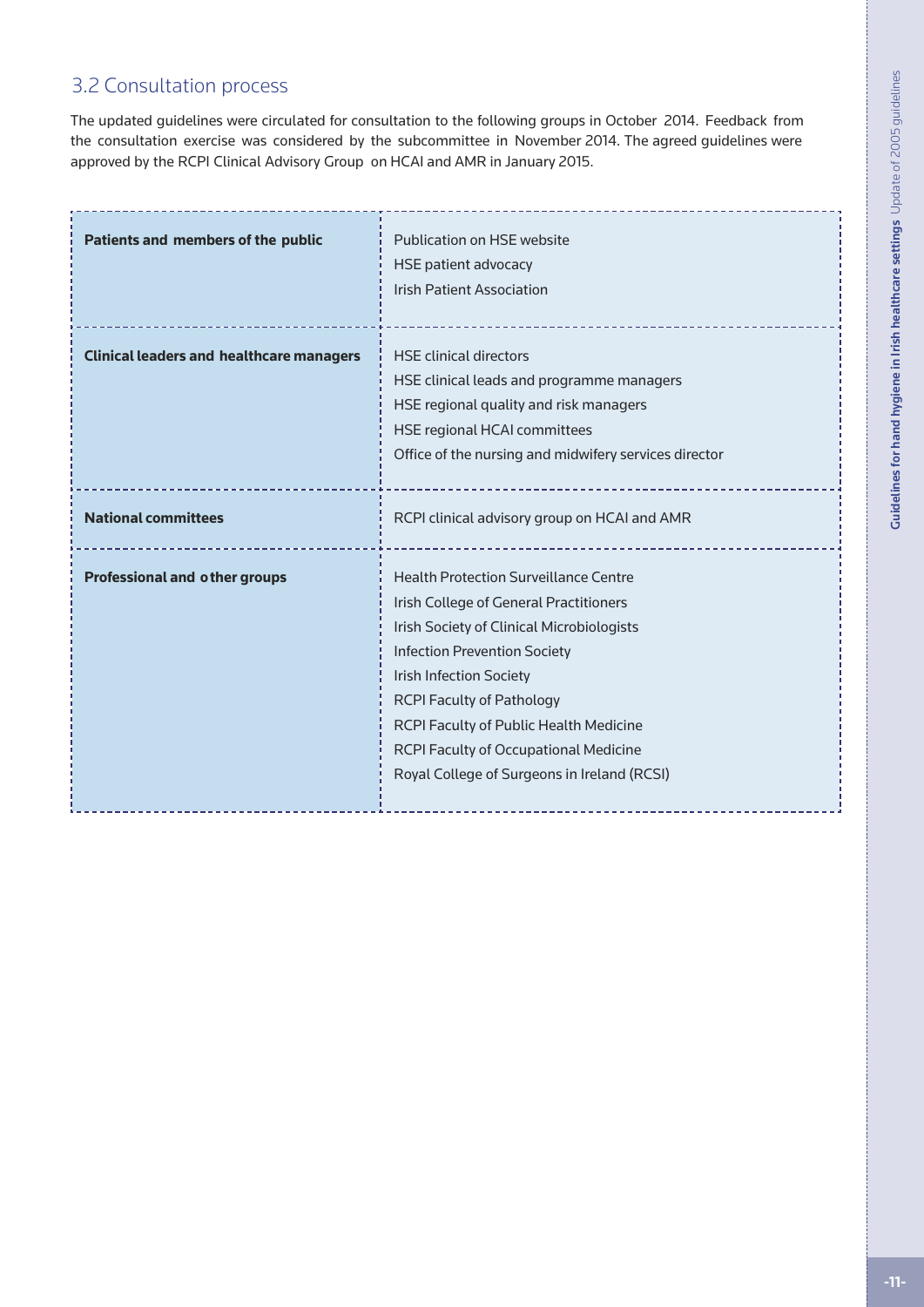## 3.2 Consultation process

The updated guidelines were circulated for consultation to the following groups in October 2014. Feedback from the consultation exercise was considered by the subcommittee in November 2014. The agreed guidelines were approved by the RCPI Clinical Advisory Group on HCAI and AMR in January 2015.

| | |
|---|---|
| **Patients and members of the public** | Publication on HSE website<br>HSE patient advocacy<br>Irish Patient Association |
| **Clinical leaders and healthcare managers** | HSE clinical directors<br>HSE clinical leads and programme managers<br>HSE regional quality and risk managers<br>HSE regional HCAI committees<br>Office of the nursing and midwifery services director |
| **National committees** | RCPI clinical advisory group on HCAI and AMR |
| **Professional and other groups** | Health Protection Surveillance Centre<br>Irish College of General Practitioners<br>Irish Society of Clinical Microbiologists<br>Infection Prevention Society<br>Irish Infection Society<br>RCPI Faculty of Pathology<br>RCPI Faculty of Public Health Medicine<br>RCPI Faculty of Occupational Medicine<br>Royal College of Surgeons in Ireland (RCSI) |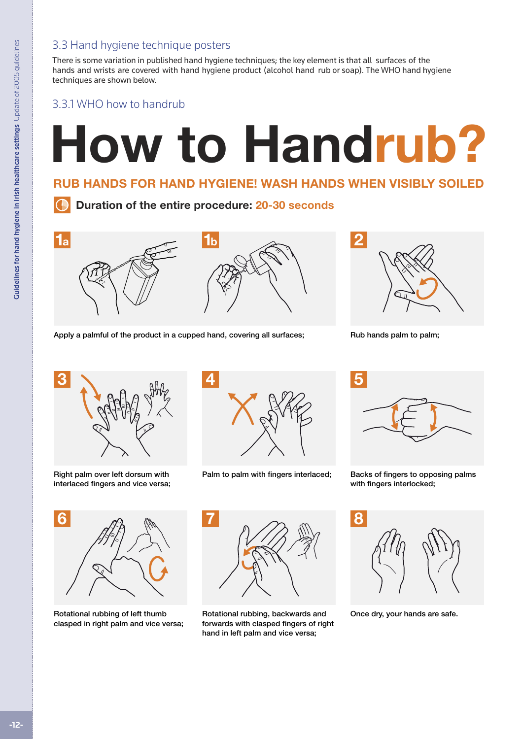## 3.3 Hand hygiene technique posters

There is some variation in published hand hygiene techniques; the key element is that all surfaces of the hands and wrists are covered with hand hygiene product (alcohol hand rub or soap). The WHO hand hygiene techniques are shown below.

### 3.3.1 WHO how to handrub

# How to Handrub?

**RUB HANDS FOR HAND HYGIENE! WASH HANDS WHEN VISIBLY SOILED**

**Duration of the entire procedure: 20-30 seconds**

**1a** **1b** Apply a palmful of the product in a cupped hand, covering all surfaces;

**2** Rub hands palm to palm;

**3** Right palm over left dorsum with interlaced fingers and vice versa;

**4** Palm to palm with fingers interlaced;

**5** Backs of fingers to opposing palms with fingers interlocked;

**6** Rotational rubbing of left thumb clasped in right palm and vice versa;

**7** Rotational rubbing, backwards and forwards with clasped fingers of right hand in left palm and vice versa;

**8** Once dry, your hands are safe.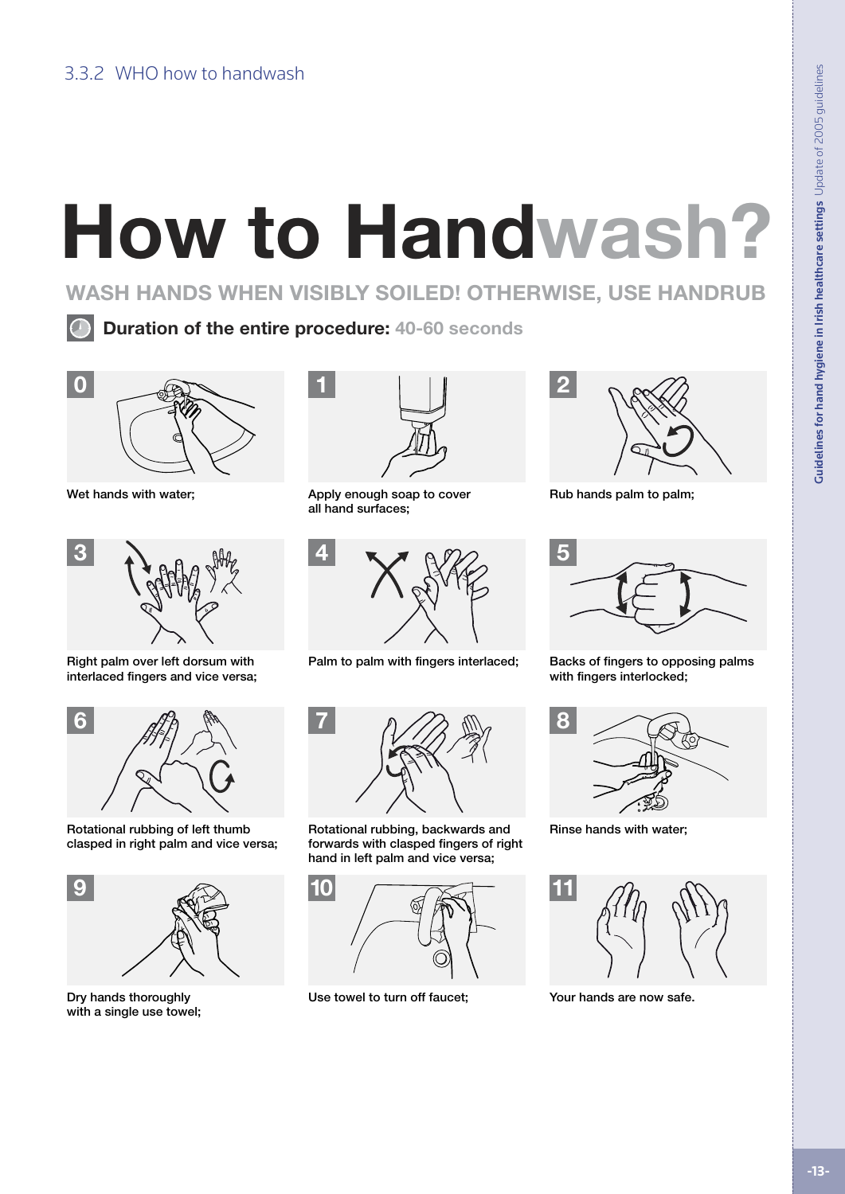### 3.3.2 WHO how to handwash

# How to Handwash?

**WASH HANDS WHEN VISIBLY SOILED! OTHERWISE, USE HANDRUB**

**Duration of the entire procedure:** **40-60 seconds**

**0** Wet hands with water;

**1** Apply enough soap to cover all hand surfaces;

**2** Rub hands palm to palm;

**3** Right palm over left dorsum with interlaced fingers and vice versa;

**4** Palm to palm with fingers interlaced;

**5** Backs of fingers to opposing palms with fingers interlocked;

**6** Rotational rubbing of left thumb clasped in right palm and vice versa;

**7** Rotational rubbing, backwards and forwards with clasped fingers of right hand in left palm and vice versa;

**8** Rinse hands with water;

**9** Dry hands thoroughly with a single use towel;

**10** Use towel to turn off faucet;

**11** Your hands are now safe.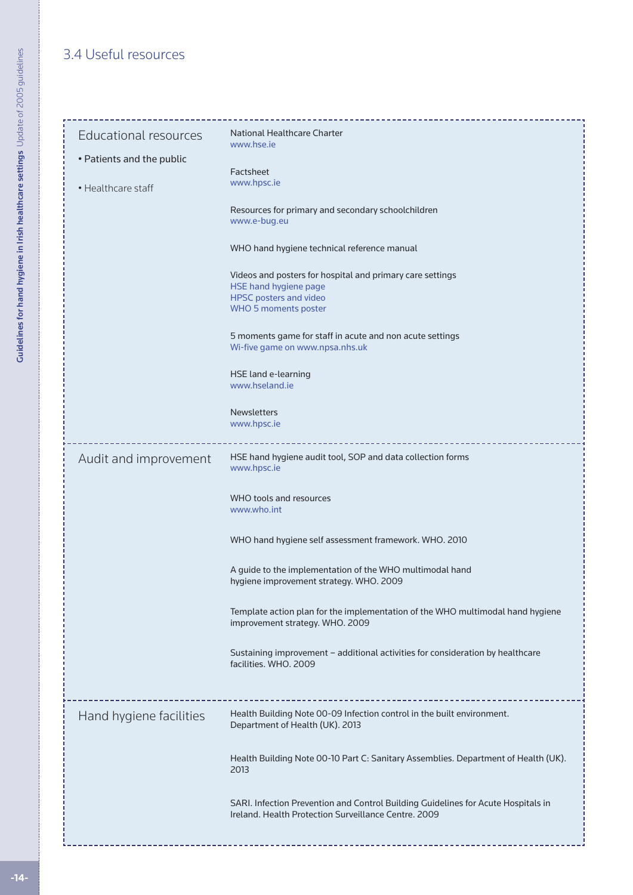## 3.4 Useful resources

| | |
|---|---|
| **Educational resources** | National Healthcare Charter<br>www.hse.ie |
| • Patients and the public | Factsheet<br>www.hpsc.ie |
| • Healthcare staff | Resources for primary and secondary schoolchildren<br>www.e-bug.eu |
| | WHO hand hygiene technical reference manual |
| | Videos and posters for hospital and primary care settings<br>HSE hand hygiene page<br>HPSC posters and video<br>WHO 5 moments poster |
| | 5 moments game for staff in acute and non acute settings<br>Wi-five game on www.npsa.nhs.uk |
| | HSE land e-learning<br>www.hseland.ie |
| | Newsletters<br>www.hpsc.ie |
| **Audit and improvement** | HSE hand hygiene audit tool, SOP and data collection forms<br>www.hpsc.ie |
| | WHO tools and resources<br>www.who.int |
| | WHO hand hygiene self assessment framework. WHO. 2010 |
| | A guide to the implementation of the WHO multimodal hand hygiene improvement strategy. WHO. 2009 |
| | Template action plan for the implementation of the WHO multimodal hand hygiene improvement strategy. WHO. 2009 |
| | Sustaining improvement – additional activities for consideration by healthcare facilities. WHO. 2009 |
| **Hand hygiene facilities** | Health Building Note 00-09 Infection control in the built environment. Department of Health (UK). 2013 |
| | Health Building Note 00-10 Part C: Sanitary Assemblies. Department of Health (UK). 2013 |
| | SARI. Infection Prevention and Control Building Guidelines for Acute Hospitals in Ireland. Health Protection Surveillance Centre. 2009 |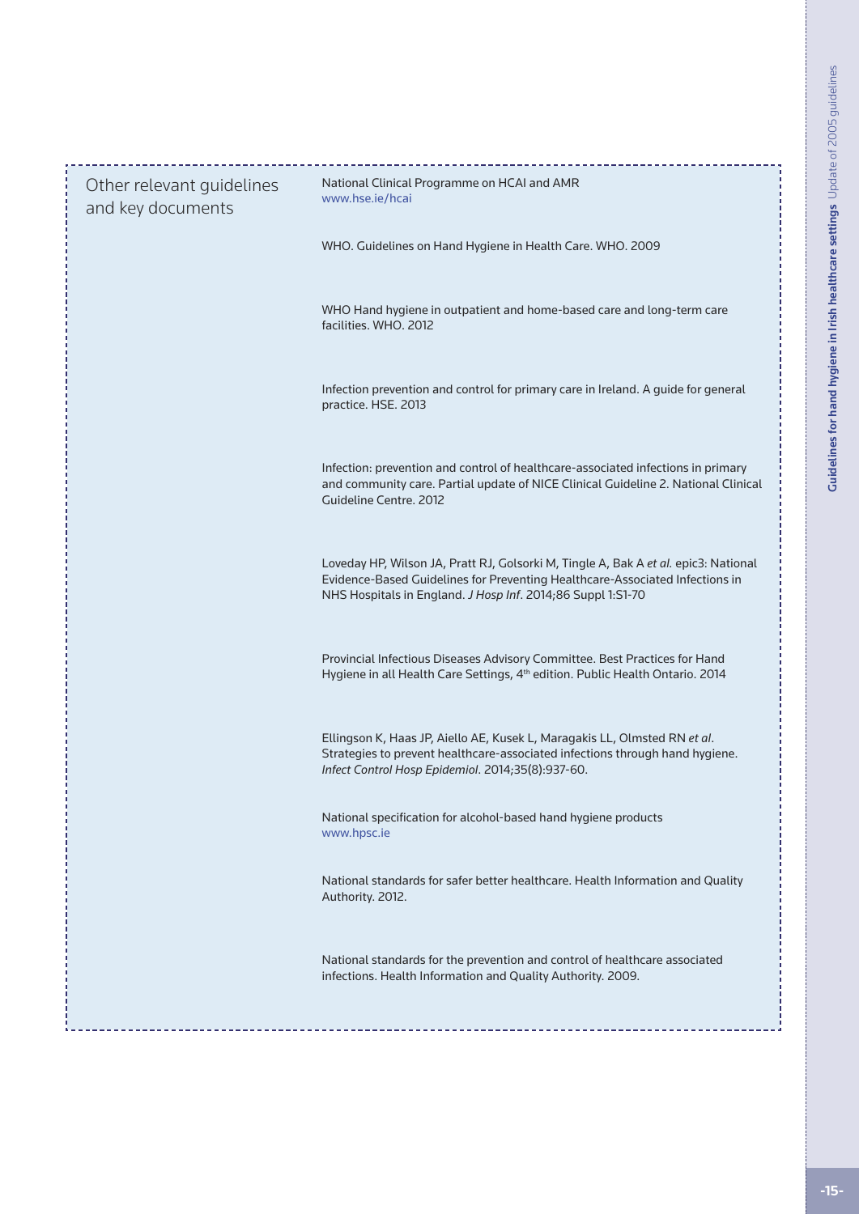## Other relevant guidelines and key documents

National Clinical Programme on HCAI and AMR
www.hse.ie/hcai

WHO. Guidelines on Hand Hygiene in Health Care. WHO. 2009

WHO Hand hygiene in outpatient and home-based care and long-term care facilities. WHO. 2012

Infection prevention and control for primary care in Ireland. A guide for general practice. HSE. 2013

Infection: prevention and control of healthcare-associated infections in primary and community care. Partial update of NICE Clinical Guideline 2. National Clinical Guideline Centre. 2012

Loveday HP, Wilson JA, Pratt RJ, Golsorki M, Tingle A, Bak A *et al.* epic3: National Evidence-Based Guidelines for Preventing Healthcare-Associated Infections in NHS Hospitals in England. *J Hosp Inf*. 2014;86 Suppl 1:S1-70

Provincial Infectious Diseases Advisory Committee. Best Practices for Hand Hygiene in all Health Care Settings, 4th edition. Public Health Ontario. 2014

Ellingson K, Haas JP, Aiello AE, Kusek L, Maragakis LL, Olmsted RN *et al*. Strategies to prevent healthcare-associated infections through hand hygiene. *Infect Control Hosp Epidemiol*. 2014;35(8):937-60.

National specification for alcohol-based hand hygiene products
www.hpsc.ie

National standards for safer better healthcare. Health Information and Quality Authority. 2012.

National standards for the prevention and control of healthcare associated infections. Health Information and Quality Authority. 2009.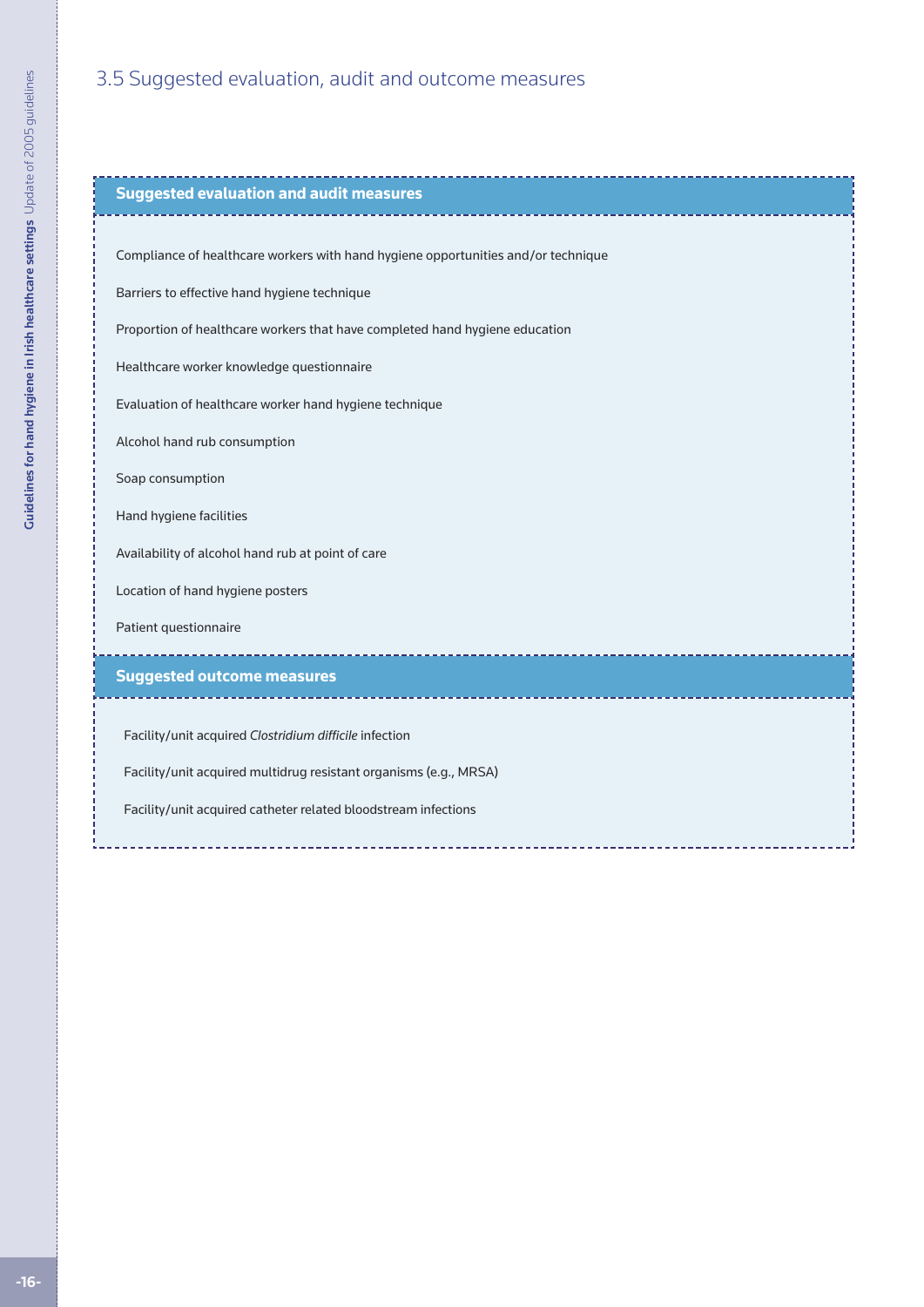## 3.5 Suggested evaluation, audit and outcome measures

**Suggested evaluation and audit measures**

Compliance of healthcare workers with hand hygiene opportunities and/or technique

Barriers to effective hand hygiene technique

Proportion of healthcare workers that have completed hand hygiene education

Healthcare worker knowledge questionnaire

Evaluation of healthcare worker hand hygiene technique

Alcohol hand rub consumption

Soap consumption

Hand hygiene facilities

Availability of alcohol hand rub at point of care

Location of hand hygiene posters

Patient questionnaire

**Suggested outcome measures**

Facility/unit acquired *Clostridium difficile* infection

Facility/unit acquired multidrug resistant organisms (e.g., MRSA)

Facility/unit acquired catheter related bloodstream infections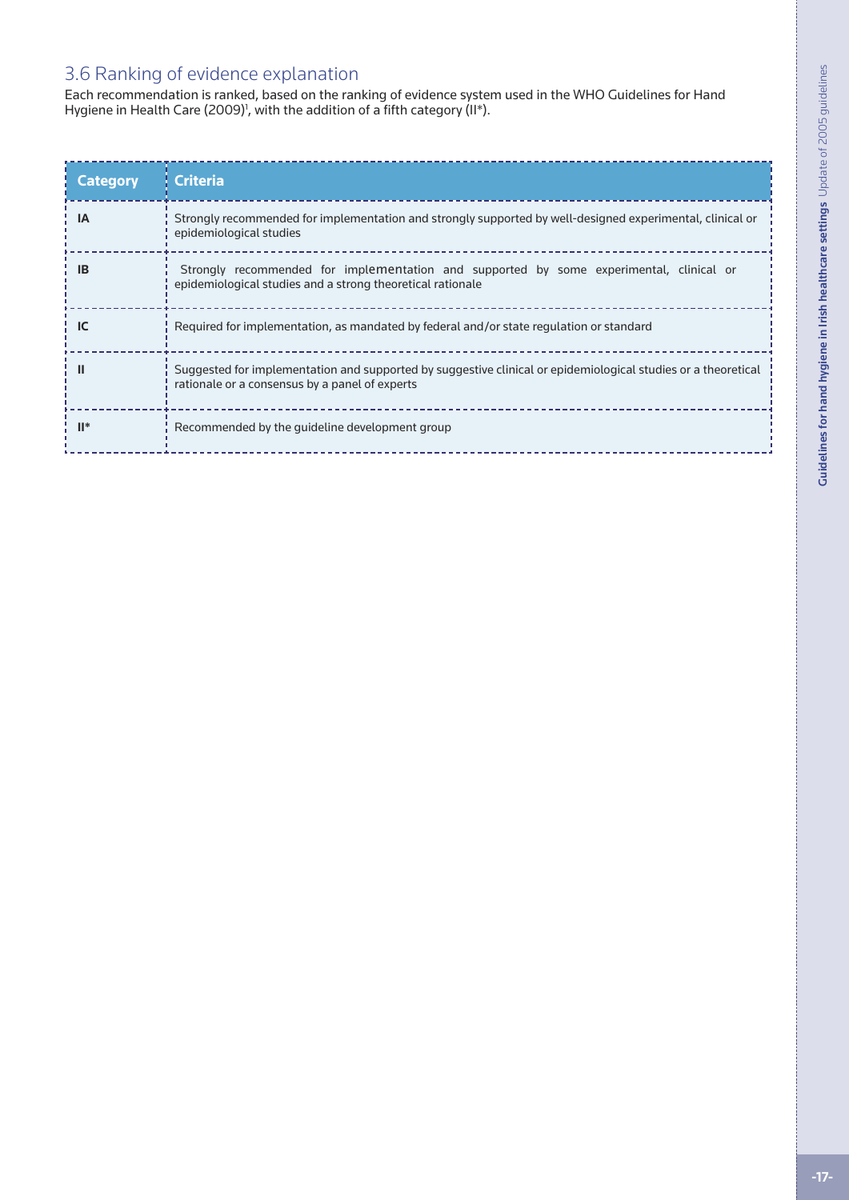## 3.6 Ranking of evidence explanation

Each recommendation is ranked, based on the ranking of evidence system used in the WHO Guidelines for Hand Hygiene in Health Care (2009)[1], with the addition of a fifth category (II*).

| Category | Criteria |
|---|---|
| IA | Strongly recommended for implementation and strongly supported by well-designed experimental, clinical or epidemiological studies |
| IB | Strongly recommended for implementation and supported by some experimental, clinical or epidemiological studies and a strong theoretical rationale |
| IC | Required for implementation, as mandated by federal and/or state regulation or standard |
| II | Suggested for implementation and supported by suggestive clinical or epidemiological studies or a theoretical rationale or a consensus by a panel of experts |
| II* | Recommended by the guideline development group |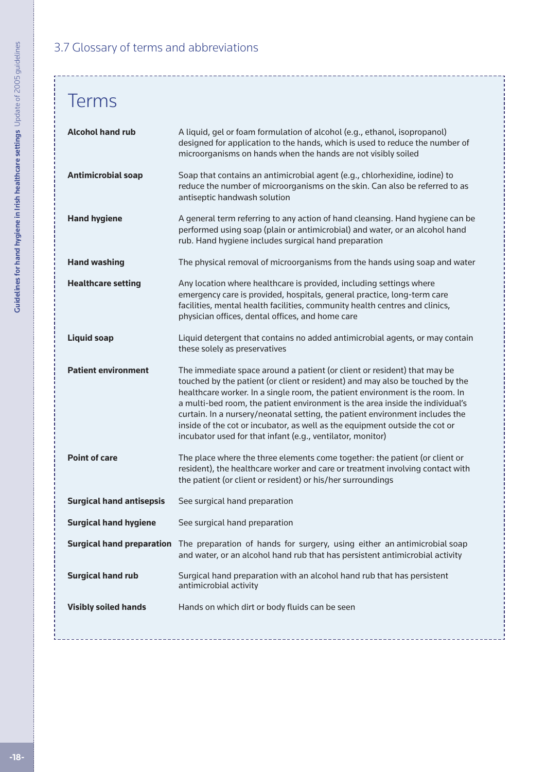## 3.7 Glossary of terms and abbreviations

# Terms

| | |
|---|---|
| **Alcohol hand rub** | A liquid, gel or foam formulation of alcohol (e.g., ethanol, isopropanol) designed for application to the hands, which is used to reduce the number of microorganisms on hands when the hands are not visibly soiled |
| **Antimicrobial soap** | Soap that contains an antimicrobial agent (e.g., chlorhexidine, iodine) to reduce the number of microorganisms on the skin. Can also be referred to as antiseptic handwash solution |
| **Hand hygiene** | A general term referring to any action of hand cleansing. Hand hygiene can be performed using soap (plain or antimicrobial) and water, or an alcohol hand rub. Hand hygiene includes surgical hand preparation |
| **Hand washing** | The physical removal of microorganisms from the hands using soap and water |
| **Healthcare setting** | Any location where healthcare is provided, including settings where emergency care is provided, hospitals, general practice, long-term care facilities, mental health facilities, community health centres and clinics, physician offices, dental offices, and home care |
| **Liquid soap** | Liquid detergent that contains no added antimicrobial agents, or may contain these solely as preservatives |
| **Patient environment** | The immediate space around a patient (or client or resident) that may be touched by the patient (or client or resident) and may also be touched by the healthcare worker. In a single room, the patient environment is the room. In a multi-bed room, the patient environment is the area inside the individual's curtain. In a nursery/neonatal setting, the patient environment includes the inside of the cot or incubator, as well as the equipment outside the cot or incubator used for that infant (e.g., ventilator, monitor) |
| **Point of care** | The place where the three elements come together: the patient (or client or resident), the healthcare worker and care or treatment involving contact with the patient (or client or resident) or his/her surroundings |
| **Surgical hand antisepsis** | See surgical hand preparation |
| **Surgical hand hygiene** | See surgical hand preparation |
| **Surgical hand preparation** | The preparation of hands for surgery, using either an antimicrobial soap and water, or an alcohol hand rub that has persistent antimicrobial activity |
| **Surgical hand rub** | Surgical hand preparation with an alcohol hand rub that has persistent antimicrobial activity |
| **Visibly soiled hands** | Hands on which dirt or body fluids can be seen |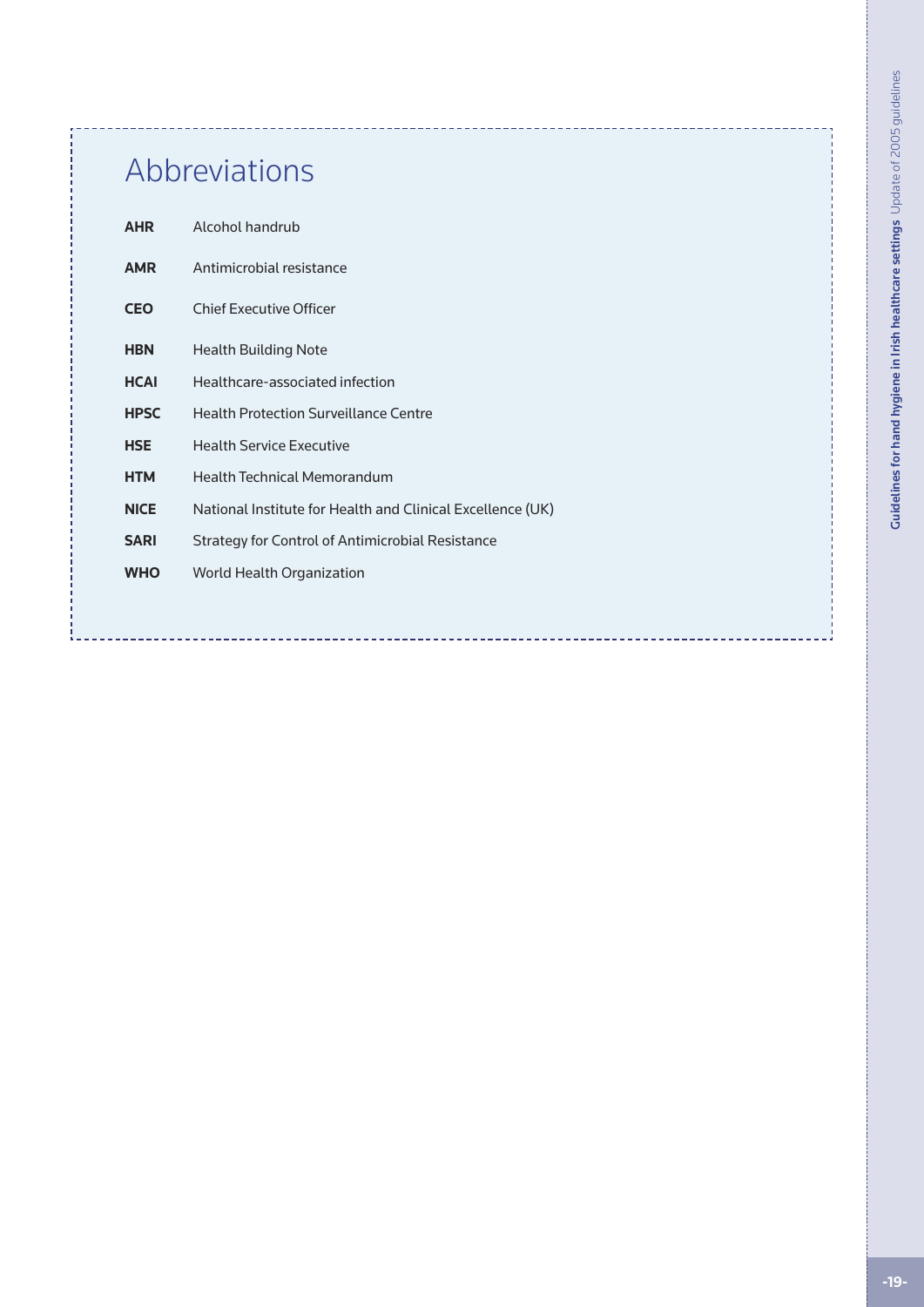# Abbreviations

| | |
|---|---|
| **AHR** | Alcohol handrub |
| **AMR** | Antimicrobial resistance |
| **CEO** | Chief Executive Officer |
| **HBN** | Health Building Note |
| **HCAI** | Healthcare-associated infection |
| **HPSC** | Health Protection Surveillance Centre |
| **HSE** | Health Service Executive |
| **HTM** | Health Technical Memorandum |
| **NICE** | National Institute for Health and Clinical Excellence (UK) |
| **SARI** | Strategy for Control of Antimicrobial Resistance |
| **WHO** | World Health Organization |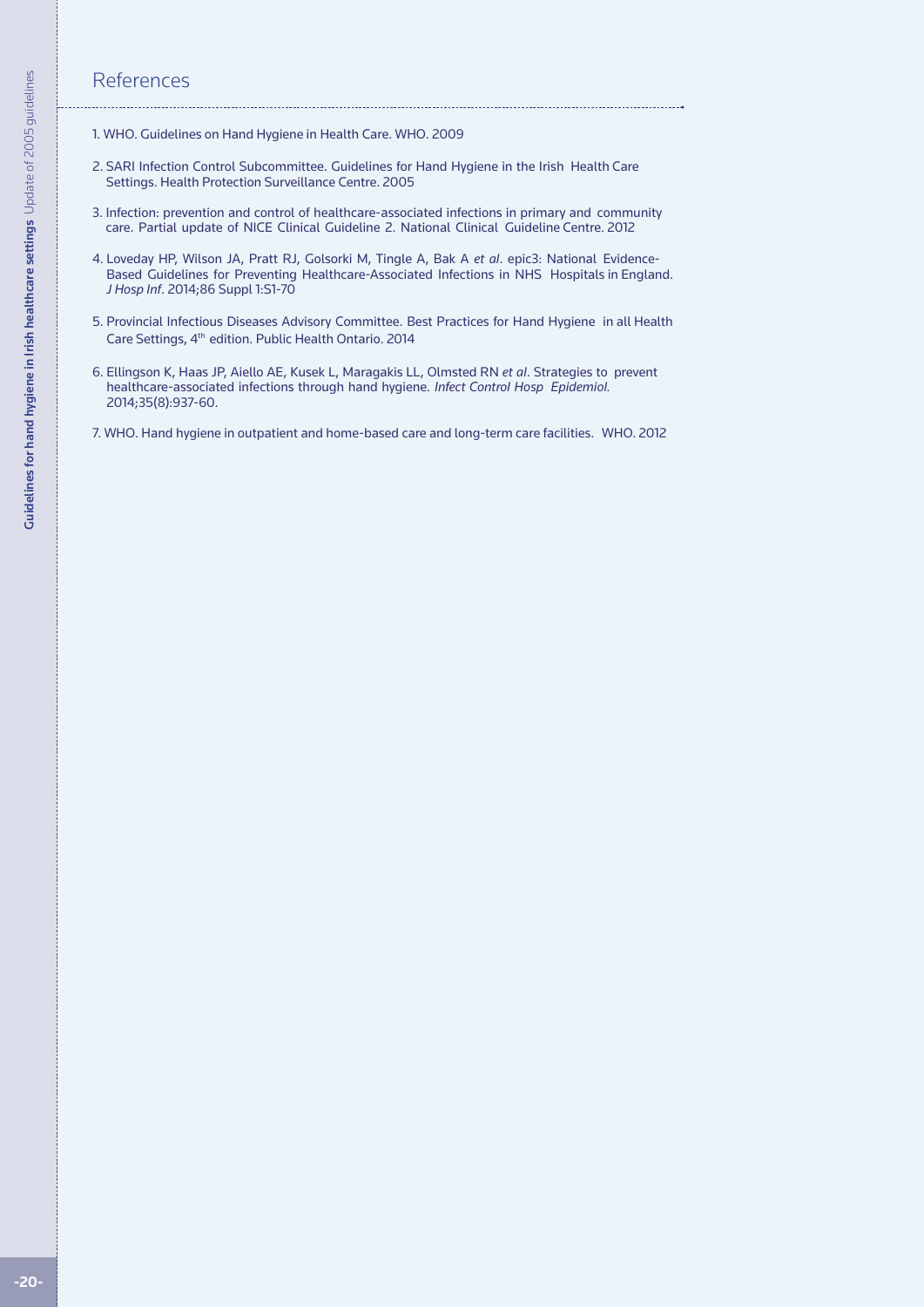## References

1. WHO. Guidelines on Hand Hygiene in Health Care. WHO. 2009

2. SARI Infection Control Subcommittee. Guidelines for Hand Hygiene in the Irish Health Care Settings. Health Protection Surveillance Centre. 2005

3. Infection: prevention and control of healthcare-associated infections in primary and community care. Partial update of NICE Clinical Guideline 2. National Clinical Guideline Centre. 2012

4. Loveday HP, Wilson JA, Pratt RJ, Golsorki M, Tingle A, Bak A *et al*. epic3: National Evidence-Based Guidelines for Preventing Healthcare-Associated Infections in NHS Hospitals in England. *J Hosp Inf*. 2014;86 Suppl 1:S1-70

5. Provincial Infectious Diseases Advisory Committee. Best Practices for Hand Hygiene in all Health Care Settings, 4th edition. Public Health Ontario. 2014

6. Ellingson K, Haas JP, Aiello AE, Kusek L, Maragakis LL, Olmsted RN *et al*. Strategies to prevent healthcare-associated infections through hand hygiene. *Infect Control Hosp Epidemiol.* 2014;35(8):937-60.

7. WHO. Hand hygiene in outpatient and home-based care and long-term care facilities. WHO. 2012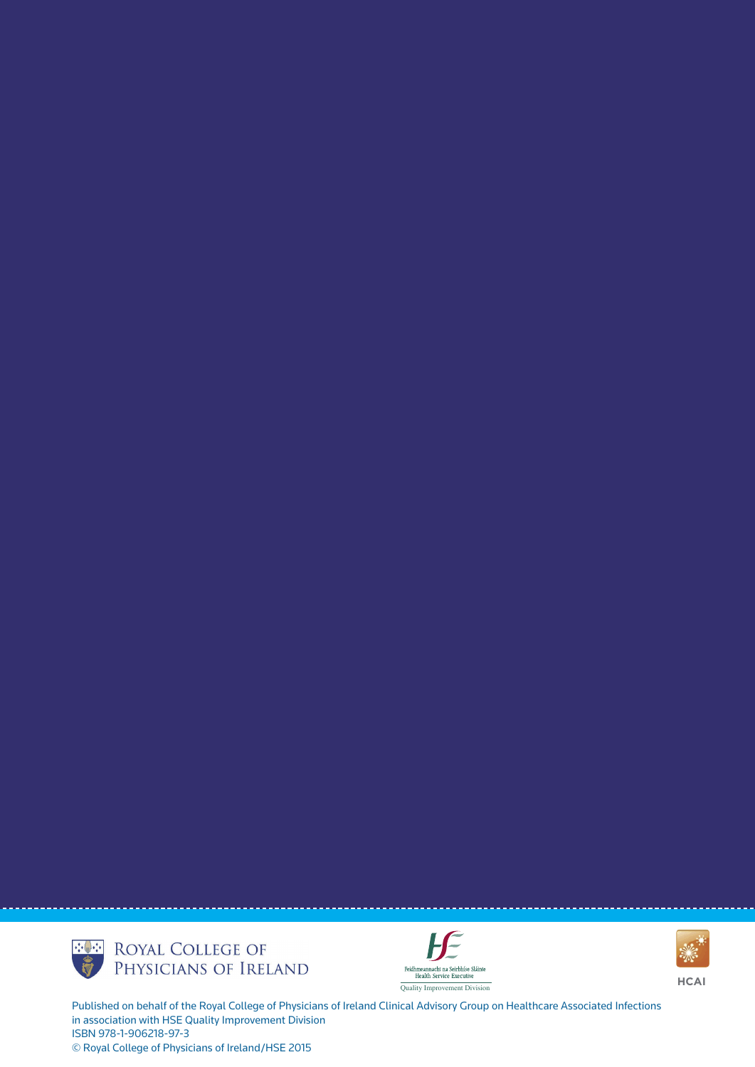ROYAL COLLEGE OF PHYSICIANS OF IRELAND

Feidhmeannacht na Seirbhíse Sláinte
Health Service Executive
Quality Improvement Division

HCAI

Published on behalf of the Royal College of Physicians of Ireland Clinical Advisory Group on Healthcare Associated Infections in association with HSE Quality Improvement Division
ISBN 978-1-906218-97-3
© Royal College of Physicians of Ireland/HSE 2015